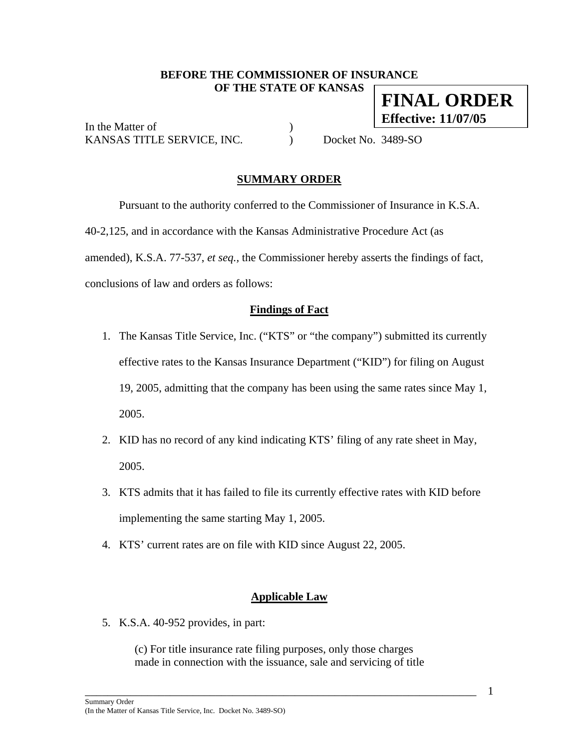**BEFORE THE COMMISSIONER OF INSURANCE**
**OF THE STATE OF KANSAS**

**FINAL ORDER**
**Effective: 11/07/05**

In the Matter of )
KANSAS TITLE SERVICE, INC. ) Docket No. 3489-SO

## SUMMARY ORDER

Pursuant to the authority conferred to the Commissioner of Insurance in K.S.A. 40-2,125, and in accordance with the Kansas Administrative Procedure Act (as amended), K.S.A. 77-537, *et seq.*, the Commissioner hereby asserts the findings of fact, conclusions of law and orders as follows:

### Findings of Fact

1. The Kansas Title Service, Inc. ("KTS" or "the company") submitted its currently effective rates to the Kansas Insurance Department ("KID") for filing on August 19, 2005, admitting that the company has been using the same rates since May 1, 2005.
2. KID has no record of any kind indicating KTS' filing of any rate sheet in May, 2005.
3. KTS admits that it has failed to file its currently effective rates with KID before implementing the same starting May 1, 2005.
4. KTS' current rates are on file with KID since August 22, 2005.

### Applicable Law

5. K.S.A. 40-952 provides, in part:

   (c) For title insurance rate filing purposes, only those charges made in connection with the issuance, sale and servicing of title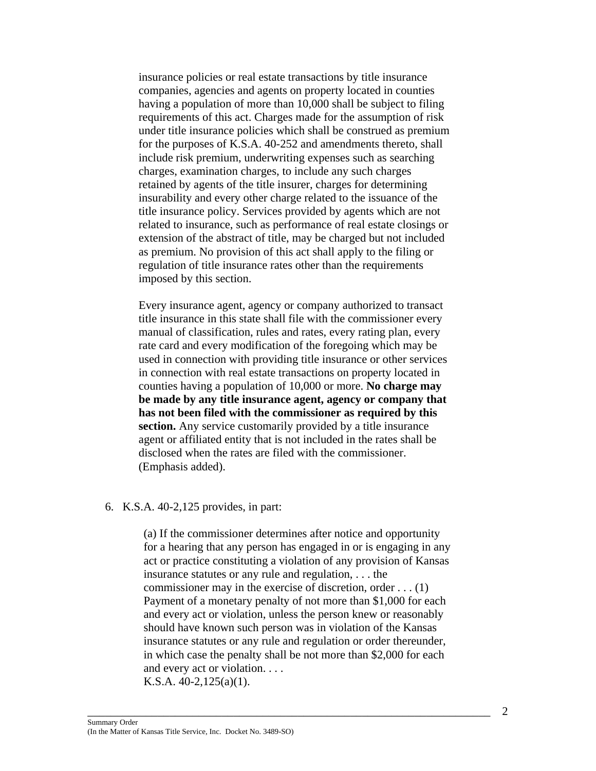> insurance policies or real estate transactions by title insurance companies, agencies and agents on property located in counties having a population of more than 10,000 shall be subject to filing requirements of this act. Charges made for the assumption of risk under title insurance policies which shall be construed as premium for the purposes of K.S.A. 40-252 and amendments thereto, shall include risk premium, underwriting expenses such as searching charges, examination charges, to include any such charges retained by agents of the title insurer, charges for determining insurability and every other charge related to the issuance of the title insurance policy. Services provided by agents which are not related to insurance, such as performance of real estate closings or extension of the abstract of title, may be charged but not included as premium. No provision of this act shall apply to the filing or regulation of title insurance rates other than the requirements imposed by this section.
>
> Every insurance agent, agency or company authorized to transact title insurance in this state shall file with the commissioner every manual of classification, rules and rates, every rating plan, every rate card and every modification of the foregoing which may be used in connection with providing title insurance or other services in connection with real estate transactions on property located in counties having a population of 10,000 or more. **No charge may be made by any title insurance agent, agency or company that has not been filed with the commissioner as required by this section.** Any service customarily provided by a title insurance agent or affiliated entity that is not included in the rates shall be disclosed when the rates are filed with the commissioner. (Emphasis added).

6. K.S.A. 40-2,125 provides, in part:

> (a) If the commissioner determines after notice and opportunity for a hearing that any person has engaged in or is engaging in any act or practice constituting a violation of any provision of Kansas insurance statutes or any rule and regulation, . . . the commissioner may in the exercise of discretion, order . . . (1) Payment of a monetary penalty of not more than $1,000 for each and every act or violation, unless the person knew or reasonably should have known such person was in violation of the Kansas insurance statutes or any rule and regulation or order thereunder, in which case the penalty shall be not more than $2,000 for each and every act or violation. . . .
> K.S.A. 40-2,125(a)(1).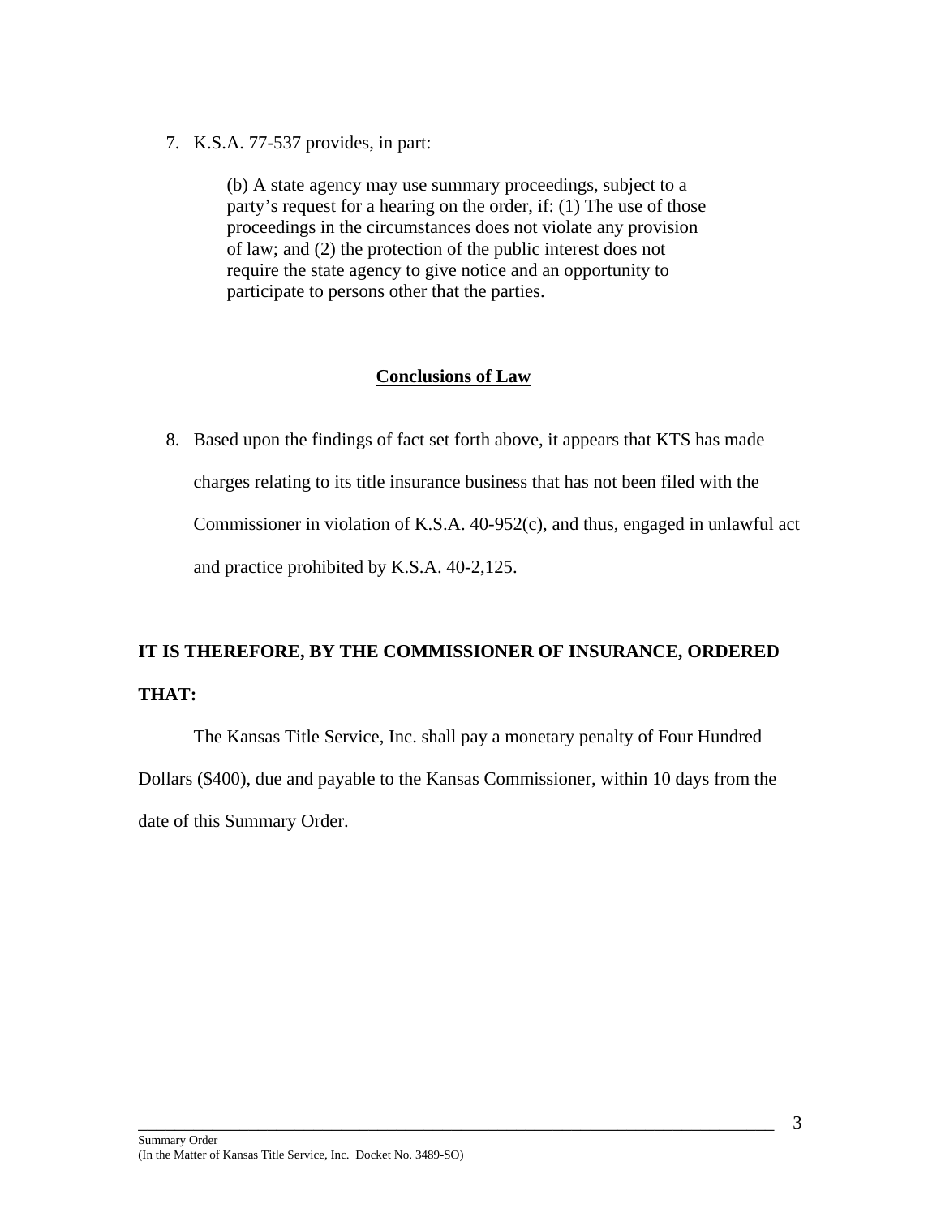7. K.S.A. 77-537 provides, in part:

   > (b) A state agency may use summary proceedings, subject to a party's request for a hearing on the order, if: (1) The use of those proceedings in the circumstances does not violate any provision of law; and (2) the protection of the public interest does not require the state agency to give notice and an opportunity to participate to persons other that the parties.

## Conclusions of Law

8. Based upon the findings of fact set forth above, it appears that KTS has made charges relating to its title insurance business that has not been filed with the Commissioner in violation of K.S.A. 40-952(c), and thus, engaged in unlawful act and practice prohibited by K.S.A. 40-2,125.

**IT IS THEREFORE, BY THE COMMISSIONER OF INSURANCE, ORDERED THAT:**

The Kansas Title Service, Inc. shall pay a monetary penalty of Four Hundred Dollars ($400), due and payable to the Kansas Commissioner, within 10 days from the date of this Summary Order.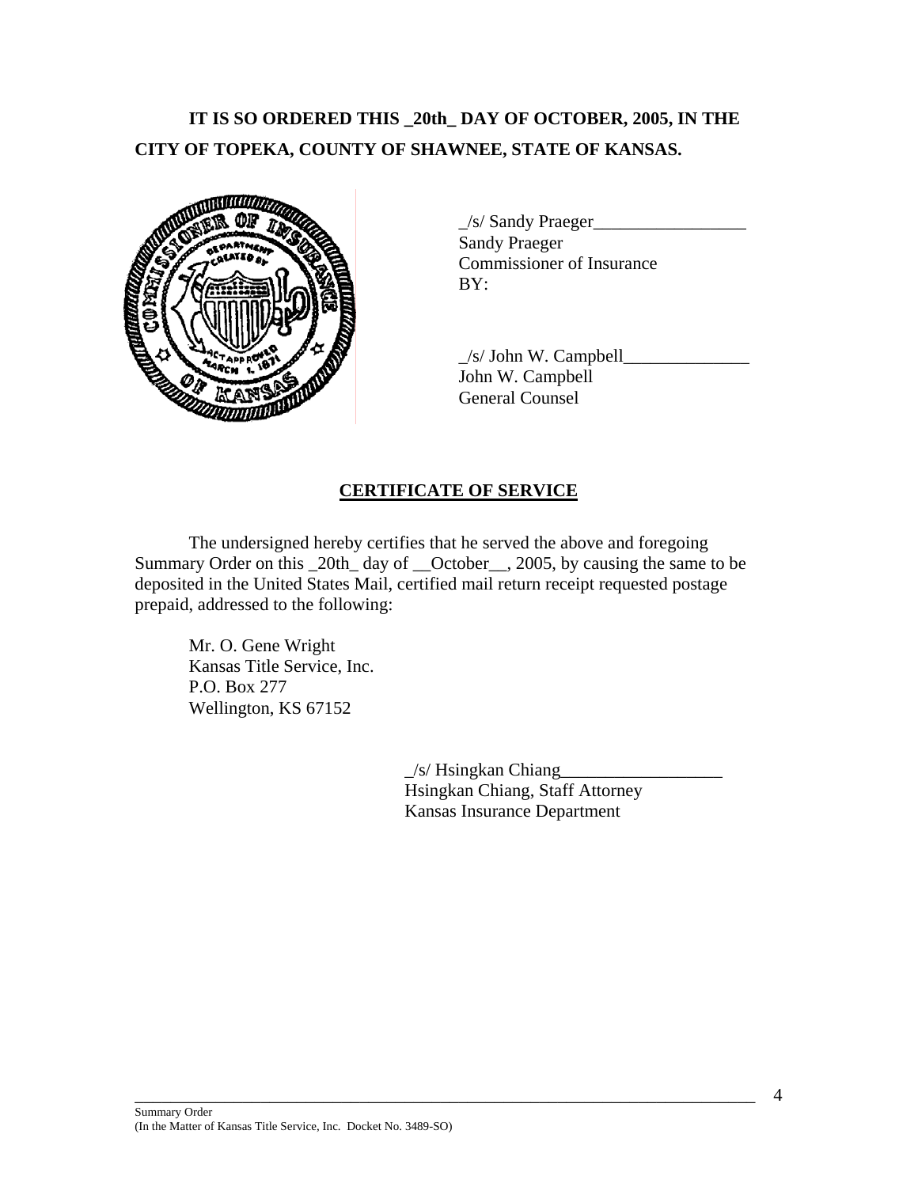**IT IS SO ORDERED THIS _20th_ DAY OF OCTOBER, 2005, IN THE CITY OF TOPEKA, COUNTY OF SHAWNEE, STATE OF KANSAS.**

_/s/ Sandy Praeger_________________
Sandy Praeger
Commissioner of Insurance
BY:

_/s/ John W. Campbell______________
John W. Campbell
General Counsel

## CERTIFICATE OF SERVICE

The undersigned hereby certifies that he served the above and foregoing Summary Order on this _20th_ day of __October__, 2005, by causing the same to be deposited in the United States Mail, certified mail return receipt requested postage prepaid, addressed to the following:

Mr. O. Gene Wright
Kansas Title Service, Inc.
P.O. Box 277
Wellington, KS 67152

_/s/ Hsingkan Chiang__________________
Hsingkan Chiang, Staff Attorney
Kansas Insurance Department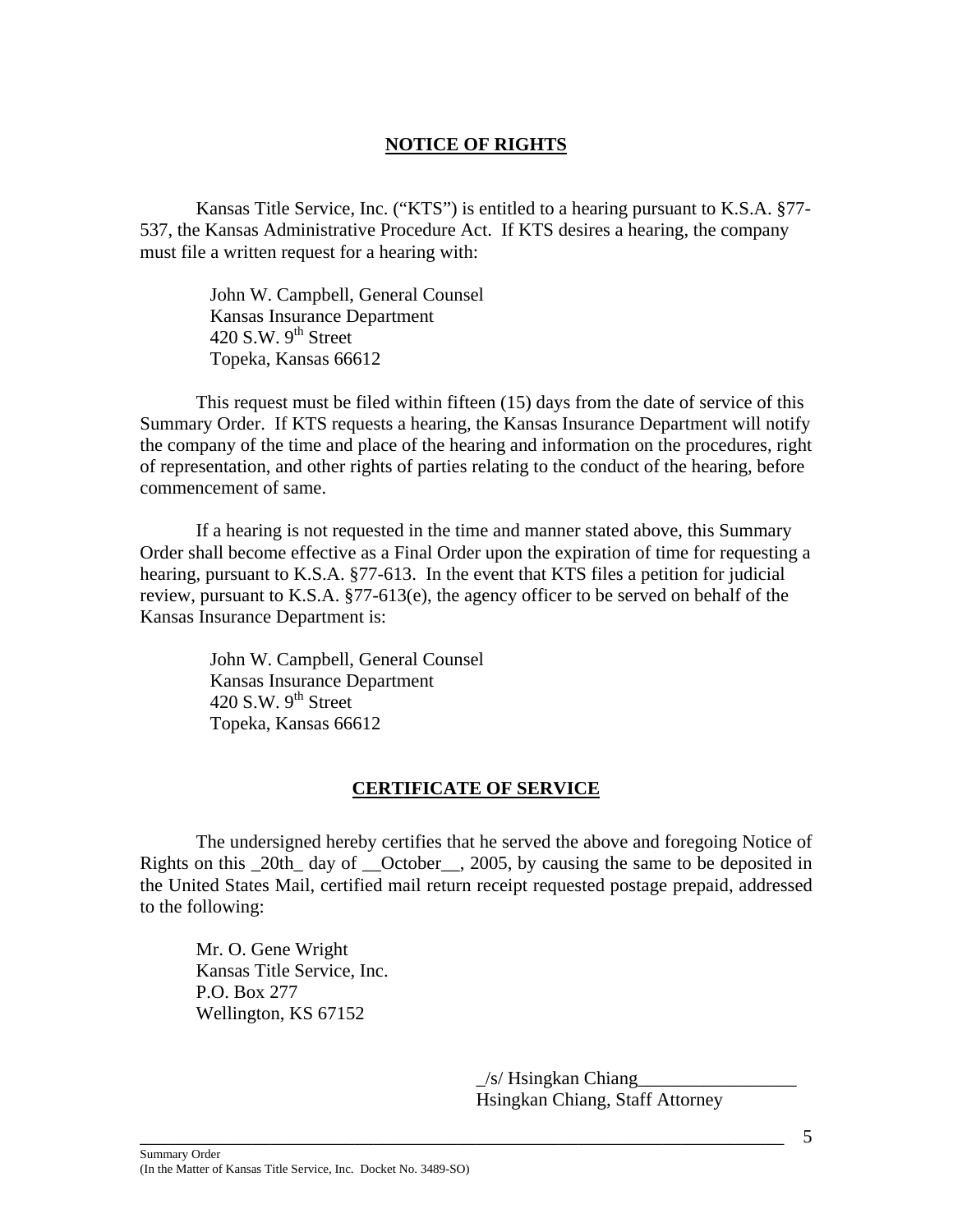## NOTICE OF RIGHTS

Kansas Title Service, Inc. ("KTS") is entitled to a hearing pursuant to K.S.A. §77-537, the Kansas Administrative Procedure Act. If KTS desires a hearing, the company must file a written request for a hearing with:

John W. Campbell, General Counsel
Kansas Insurance Department
420 S.W. 9th Street
Topeka, Kansas 66612

This request must be filed within fifteen (15) days from the date of service of this Summary Order. If KTS requests a hearing, the Kansas Insurance Department will notify the company of the time and place of the hearing and information on the procedures, right of representation, and other rights of parties relating to the conduct of the hearing, before commencement of same.

If a hearing is not requested in the time and manner stated above, this Summary Order shall become effective as a Final Order upon the expiration of time for requesting a hearing, pursuant to K.S.A. §77-613. In the event that KTS files a petition for judicial review, pursuant to K.S.A. §77-613(e), the agency officer to be served on behalf of the Kansas Insurance Department is:

John W. Campbell, General Counsel
Kansas Insurance Department
420 S.W. 9th Street
Topeka, Kansas 66612

## CERTIFICATE OF SERVICE

The undersigned hereby certifies that he served the above and foregoing Notice of Rights on this _20th_ day of __October__, 2005, by causing the same to be deposited in the United States Mail, certified mail return receipt requested postage prepaid, addressed to the following:

Mr. O. Gene Wright
Kansas Title Service, Inc.
P.O. Box 277
Wellington, KS 67152

_/s/ Hsingkan Chiang_________________
Hsingkan Chiang, Staff Attorney